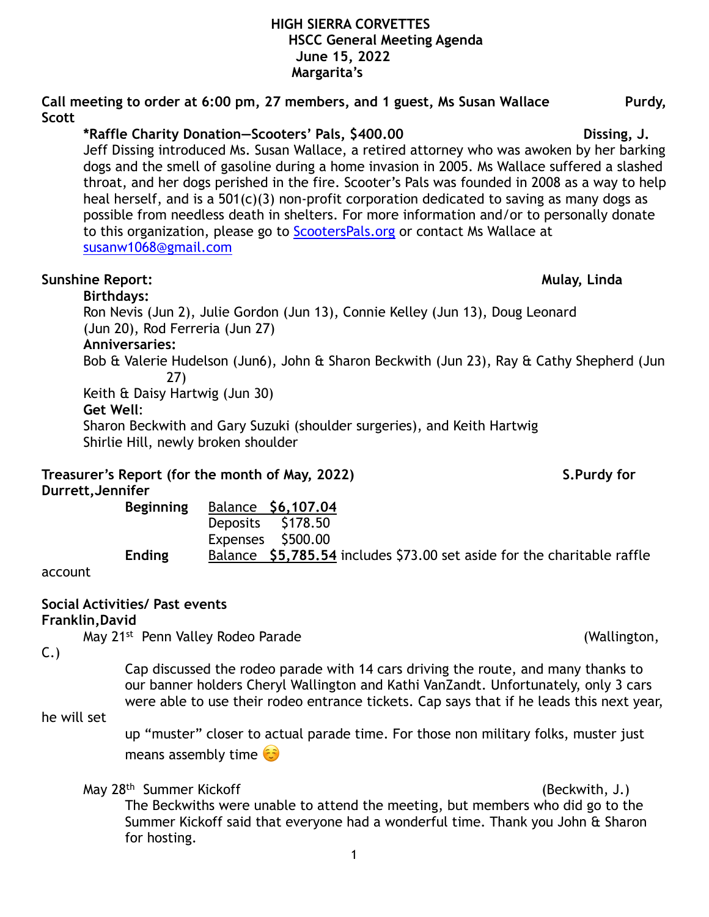**HIGH SIERRA CORVETTES**
**HSCC General Meeting Agenda**
**June 15, 2022**
**Margarita's**

**Call meeting to order at 6:00 pm, 27 members, and 1 guest, Ms Susan Wallace — Purdy, Scott**

**\*Raffle Charity Donation—Scooters' Pals, $400.00 — Dissing, J.**

Jeff Dissing introduced Ms. Susan Wallace, a retired attorney who was awoken by her barking dogs and the smell of gasoline during a home invasion in 2005. Ms Wallace suffered a slashed throat, and her dogs perished in the fire. Scooter's Pals was founded in 2008 as a way to help heal herself, and is a 501(c)(3) non-profit corporation dedicated to saving as many dogs as possible from needless death in shelters. For more information and/or to personally donate to this organization, please go to [ScootersPals.org](ScootersPals.org) or contact Ms Wallace at [susanw1068@gmail.com](mailto:susanw1068@gmail.com)

**Sunshine Report: — Mulay, Linda**

**Birthdays:**
Ron Nevis (Jun 2), Julie Gordon (Jun 13), Connie Kelley (Jun 13), Doug Leonard (Jun 20), Rod Ferreria (Jun 27)

**Anniversaries:**
Bob & Valerie Hudelson (Jun6), John & Sharon Beckwith (Jun 23), Ray & Cathy Shepherd (Jun 27)
Keith & Daisy Hartwig (Jun 30)

**Get Well**:
Sharon Beckwith and Gary Suzuki (shoulder surgeries), and Keith Hartwig
Shirlie Hill, newly broken shoulder

**Treasurer's Report (for the month of May, 2022) — S.Purdy for Durrett,Jennifer**

| | | |
|---|---|---|
| **Beginning** | Balance | **$6,107.04** |
| | Deposits | $178.50 |
| | Expenses | $500.00 |
| **Ending** | Balance | **$5,785.54** includes $73.00 set aside for the charitable raffle account |

**Social Activities/ Past events**
**Franklin,David**

May 21st Penn Valley Rodeo Parade (Wallington, C.)

Cap discussed the rodeo parade with 14 cars driving the route, and many thanks to our banner holders Cheryl Wallington and Kathi VanZandt. Unfortunately, only 3 cars were able to use their rodeo entrance tickets. Cap says that if he leads this next year, he will set up "muster" closer to actual parade time. For those non military folks, muster just means assembly time ☺️

May 28th Summer Kickoff (Beckwith, J.)

The Beckwiths were unable to attend the meeting, but members who did go to the Summer Kickoff said that everyone had a wonderful time. Thank you John & Sharon for hosting.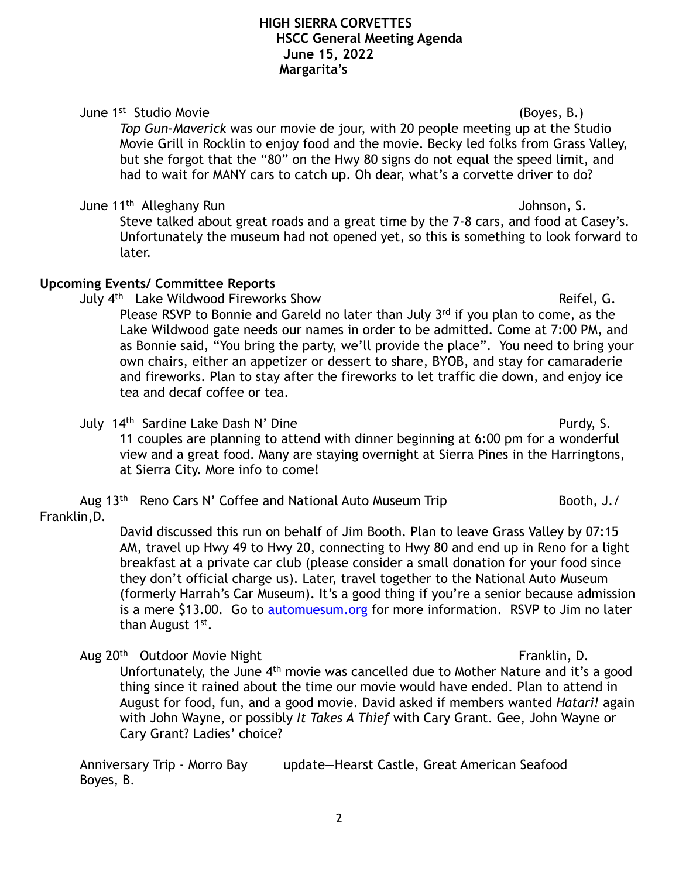**HIGH SIERRA CORVETTES**
**HSCC General Meeting Agenda**
**June 15, 2022**
**Margarita's**

June 1st Studio Movie (Boyes, B.)

*Top Gun-Maverick* was our movie de jour, with 20 people meeting up at the Studio Movie Grill in Rocklin to enjoy food and the movie. Becky led folks from Grass Valley, but she forgot that the "80" on the Hwy 80 signs do not equal the speed limit, and had to wait for MANY cars to catch up. Oh dear, what's a corvette driver to do?

June 11th Alleghany Run Johnson, S.

Steve talked about great roads and a great time by the 7-8 cars, and food at Casey's. Unfortunately the museum had not opened yet, so this is something to look forward to later.

**Upcoming Events/ Committee Reports**

July 4th Lake Wildwood Fireworks Show Reifel, G.

Please RSVP to Bonnie and Gareld no later than July 3rd if you plan to come, as the Lake Wildwood gate needs our names in order to be admitted. Come at 7:00 PM, and as Bonnie said, "You bring the party, we'll provide the place". You need to bring your own chairs, either an appetizer or dessert to share, BYOB, and stay for camaraderie and fireworks. Plan to stay after the fireworks to let traffic die down, and enjoy ice tea and decaf coffee or tea.

July 14th Sardine Lake Dash N' Dine Purdy, S.

11 couples are planning to attend with dinner beginning at 6:00 pm for a wonderful view and a great food. Many are staying overnight at Sierra Pines in the Harringtons, at Sierra City. More info to come!

Aug 13th Reno Cars N' Coffee and National Auto Museum Trip Booth, J./ Franklin,D.

David discussed this run on behalf of Jim Booth. Plan to leave Grass Valley by 07:15 AM, travel up Hwy 49 to Hwy 20, connecting to Hwy 80 and end up in Reno for a light breakfast at a private car club (please consider a small donation for your food since they don't official charge us). Later, travel together to the National Auto Museum (formerly Harrah's Car Museum). It's a good thing if you're a senior because admission is a mere $13.00. Go to automuesum.org for more information. RSVP to Jim no later than August 1st.

Aug 20th Outdoor Movie Night Franklin, D.

Unfortunately, the June 4th movie was cancelled due to Mother Nature and it's a good thing since it rained about the time our movie would have ended. Plan to attend in August for food, fun, and a good movie. David asked if members wanted *Hatari!* again with John Wayne, or possibly *It Takes A Thief* with Cary Grant. Gee, John Wayne or Cary Grant? Ladies' choice?

Anniversary Trip - Morro Bay update—Hearst Castle, Great American Seafood Boyes, B.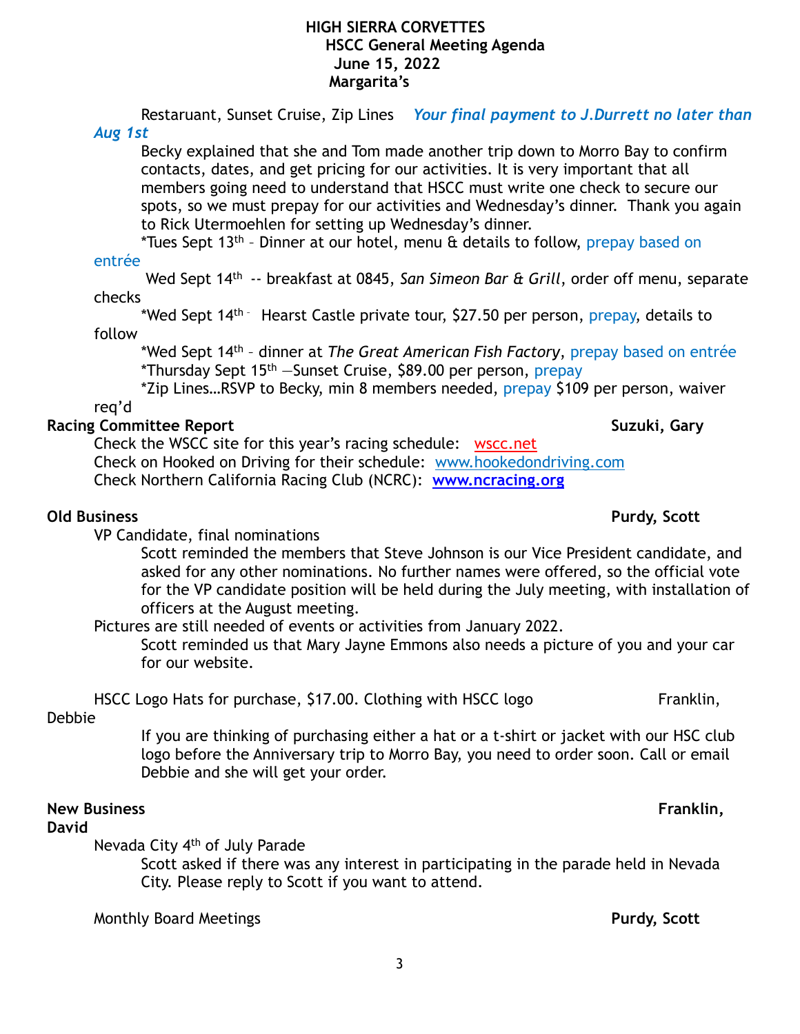**HIGH SIERRA CORVETTES**
**HSCC General Meeting Agenda**
**June 15, 2022**
**Margarita's**

Restaruant, Sunset Cruise, Zip Lines *Your final payment to J.Durrett no later than Aug 1st*

Becky explained that she and Tom made another trip down to Morro Bay to confirm contacts, dates, and get pricing for our activities. It is very important that all members going need to understand that HSCC must write one check to secure our spots, so we must prepay for our activities and Wednesday's dinner. Thank you again to Rick Utermoehlen for setting up Wednesday's dinner.

*Tues Sept 13th – Dinner at our hotel, menu & details to follow, prepay based on entrée

Wed Sept 14th -- breakfast at 0845, *San Simeon Bar & Grill*, order off menu, separate checks

*Wed Sept 14th - Hearst Castle private tour, $27.50 per person, prepay, details to follow

*Wed Sept 14th – dinner at *The Great American Fish Factory*, prepay based on entrée

*Thursday Sept 15th —Sunset Cruise, $89.00 per person, prepay

*Zip Lines…RSVP to Becky, min 8 members needed, prepay $109 per person, waiver req'd

**Racing Committee Report** **Suzuki, Gary**

Check the WSCC site for this year's racing schedule: wscc.net

Check on Hooked on Driving for their schedule: www.hookedondriving.com

Check Northern California Racing Club (NCRC): **www.ncracing.org**

**Old Business** **Purdy, Scott**

VP Candidate, final nominations

Scott reminded the members that Steve Johnson is our Vice President candidate, and asked for any other nominations. No further names were offered, so the official vote for the VP candidate position will be held during the July meeting, with installation of officers at the August meeting.

Pictures are still needed of events or activities from January 2022.

Scott reminded us that Mary Jayne Emmons also needs a picture of you and your car for our website.

HSCC Logo Hats for purchase, $17.00. Clothing with HSCC logo Franklin, Debbie

If you are thinking of purchasing either a hat or a t-shirt or jacket with our HSC club logo before the Anniversary trip to Morro Bay, you need to order soon. Call or email Debbie and she will get your order.

**New Business** **Franklin, David**

Nevada City 4th of July Parade

Scott asked if there was any interest in participating in the parade held in Nevada City. Please reply to Scott if you want to attend.

Monthly Board Meetings **Purdy, Scott**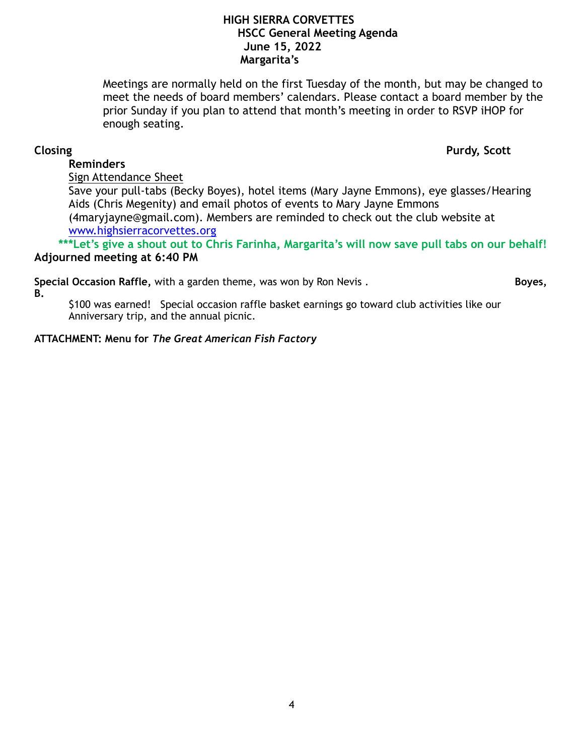**HIGH SIERRA CORVETTES**
**HSCC General Meeting Agenda**
**June 15, 2022**
**Margarita's**

Meetings are normally held on the first Tuesday of the month, but may be changed to meet the needs of board members' calendars. Please contact a board member by the prior Sunday if you plan to attend that month's meeting in order to RSVP iHOP for enough seating.

**Closing** **Purdy, Scott**

**Reminders**

Sign Attendance Sheet

Save your pull-tabs (Becky Boyes), hotel items (Mary Jayne Emmons), eye glasses/Hearing Aids (Chris Megenity) and email photos of events to Mary Jayne Emmons (4maryjayne@gmail.com). Members are reminded to check out the club website at www.highsierracorvettes.org

**\*\*\*Let's give a shout out to Chris Farinha, Margarita's will now save pull tabs on our behalf!**

**Adjourned meeting at 6:40 PM**

**Special Occasion Raffle**, with a garden theme, was won by Ron Nevis . **Boyes, B.**

$100 was earned! Special occasion raffle basket earnings go toward club activities like our Anniversary trip, and the annual picnic.

**ATTACHMENT: Menu for *The Great American Fish Factory***